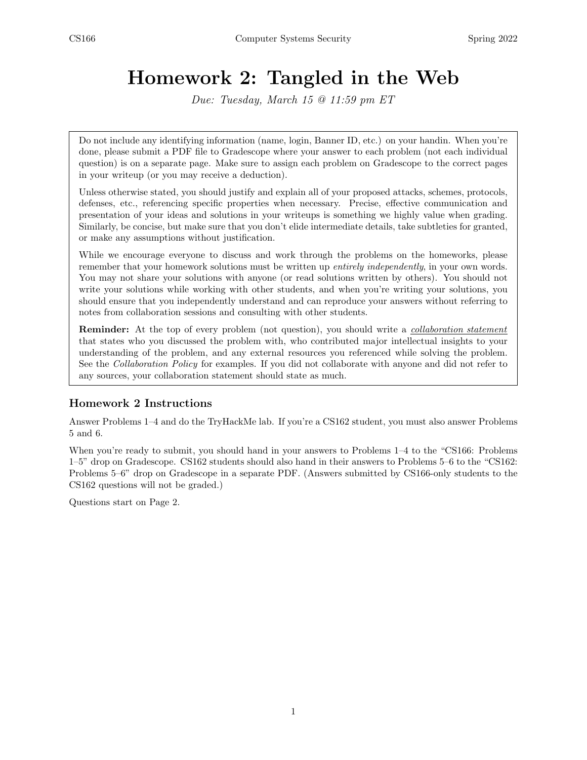# Homework 2: Tangled in the Web

*Due: Tuesday, March 15 @ 11:59 pm ET*

Do not include any identifying information (name, login, Banner ID, etc.) on your handin. When you're done, please submit a PDF file to Gradescope where your answer to each problem (not each individual question) is on a separate page. Make sure to assign each problem on Gradescope to the correct pages in your writeup (or you may receive a deduction).

Unless otherwise stated, you should justify and explain all of your proposed attacks, schemes, protocols, defenses, etc., referencing specific properties when necessary. Precise, effective communication and presentation of your ideas and solutions in your writeups is something we highly value when grading. Similarly, be concise, but make sure that you don't elide intermediate details, take subtleties for granted, or make any assumptions without justification.

While we encourage everyone to discuss and work through the problems on the homeworks, please remember that your homework solutions must be written up *entirely independently*, in your own words. You may not share your solutions with anyone (or read solutions written by others). You should not write your solutions while working with other students, and when you're writing your solutions, you should ensure that you independently understand and can reproduce your answers without referring to notes from collaboration sessions and consulting with other students.

**Reminder:** At the top of every problem (not question), you should write a *collaboration statement* that states who you discussed the problem with, who contributed major intellectual insights to your understanding of the problem, and any external resources you referenced while solving the problem. See the *Collaboration Policy* for examples. If you did not collaborate with anyone and did not refer to any sources, your collaboration statement should state as much.

### Homework 2 Instructions

Answer Problems 1–4 and do the TryHackMe lab. If you're a CS162 student, you must also answer Problems 5 and 6.

When you're ready to submit, you should hand in your answers to Problems 1–4 to the "CS166: Problems 1–5" drop on Gradescope. CS162 students should also hand in their answers to Problems 5–6 to the "CS162: Problems 5–6" drop on Gradescope in a separate PDF. (Answers submitted by CS166-only students to the CS162 questions will not be graded.)

Questions start on Page 2.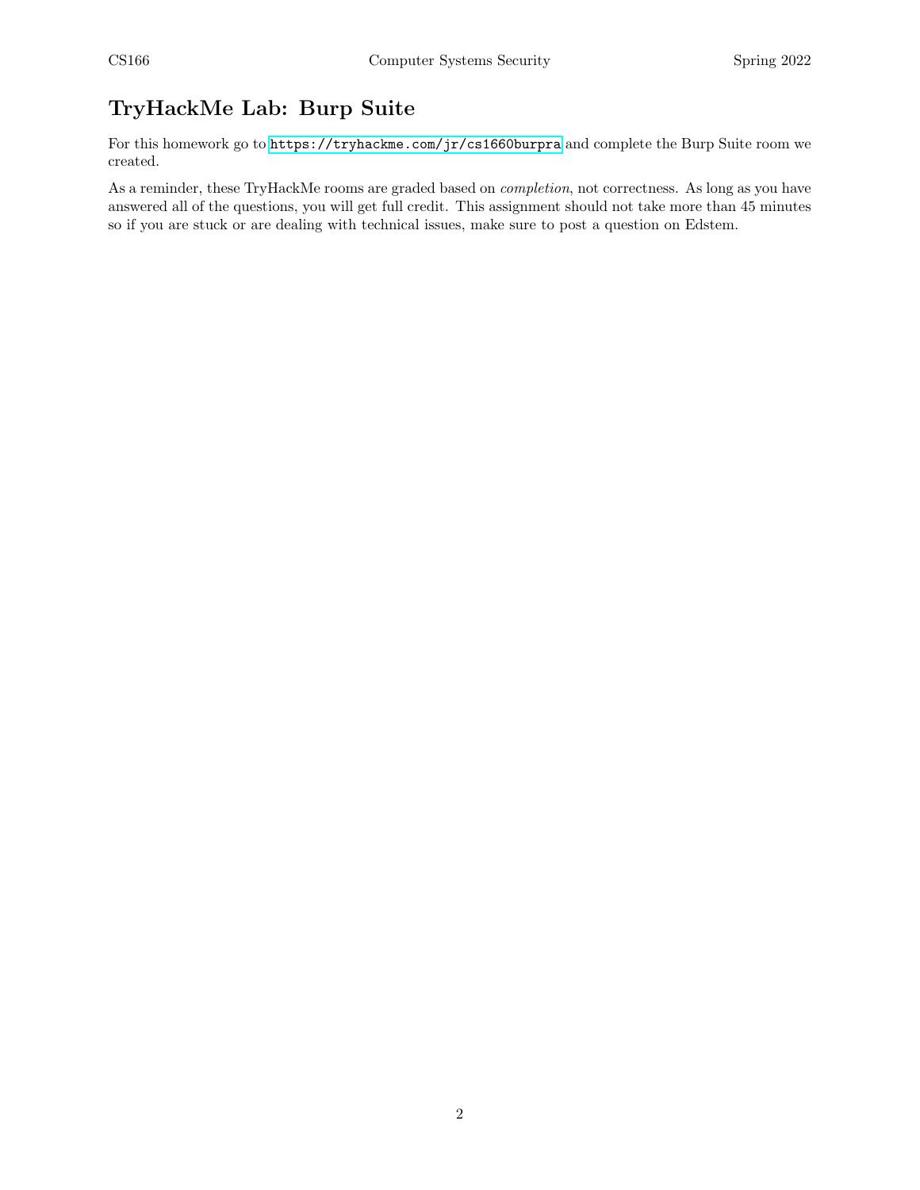## TryHackMe Lab: Burp Suite

For this homework go to https://tryhackme.com/jr/cs1660burpra and complete the Burp Suite room we created.

As a reminder, these TryHackMe rooms are graded based on *completion*, not correctness. As long as you have answered all of the questions, you will get full credit. This assignment should not take more than 45 minutes so if you are stuck or are dealing with technical issues, make sure to post a question on Edstem.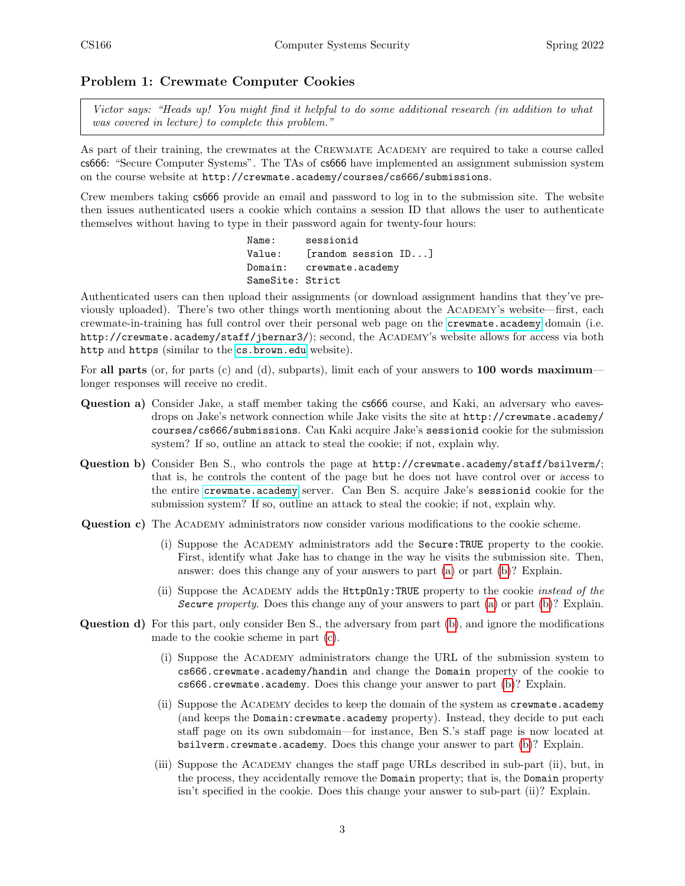## Problem 1: Crewmate Computer Cookies

> *Victor says: "Heads up! You might find it helpful to do some additional research (in addition to what was covered in lecture) to complete this problem."*

As part of their training, the crewmates at the Crewmate Academy are required to take a course called `cs666`: "Secure Computer Systems". The TAs of `cs666` have implemented an assignment submission system on the course website at `http://crewmate.academy/courses/cs666/submissions`.

Crew members taking `cs666` provide an email and password to log in to the submission site. The website then issues authenticated users a cookie which contains a session ID that allows the user to authenticate themselves without having to type in their password again for twenty-four hours:

```
Name:     sessionid
Value:    [random session ID...]
Domain:   crewmate.academy
SameSite: Strict
```

Authenticated users can then upload their assignments (or download assignment handins that they've previously uploaded). There's two other things worth mentioning about the Academy's website—first, each crewmate-in-training has full control over their personal web page on the `crewmate.academy` domain (i.e. `http://crewmate.academy/staff/jbernar3/`); second, the Academy's website allows for access via both `http` and `https` (similar to the `cs.brown.edu` website).

For **all parts** (or, for parts (c) and (d), subparts), limit each of your answers to **100 words maximum**—longer responses will receive no credit.

**Question a)** Consider Jake, a staff member taking the `cs666` course, and Kaki, an adversary who eavesdrops on Jake's network connection while Jake visits the site at `http://crewmate.academy/courses/cs666/submissions`. Can Kaki acquire Jake's `sessionid` cookie for the submission system? If so, outline an attack to steal the cookie; if not, explain why.

**Question b)** Consider Ben S., who controls the page at `http://crewmate.academy/staff/bsilverm/`; that is, he controls the content of the page but he does not have control over or access to the entire `crewmate.academy` server. Can Ben S. acquire Jake's `sessionid` cookie for the submission system? If so, outline an attack to steal the cookie; if not, explain why.

**Question c)** The Academy administrators now consider various modifications to the cookie scheme.

(i) Suppose the Academy administrators add the `Secure:TRUE` property to the cookie. First, identify what Jake has to change in the way he visits the submission site. Then, answer: does this change any of your answers to part (a) or part (b)? Explain.

(ii) Suppose the Academy adds the `HttpOnly:TRUE` property to the cookie *instead of the* `Secure` *property*. Does this change any of your answers to part (a) or part (b)? Explain.

**Question d)** For this part, only consider Ben S., the adversary from part (b), and ignore the modifications made to the cookie scheme in part (c).

(i) Suppose the Academy administrators change the URL of the submission system to `cs666.crewmate.academy/handin` and change the `Domain` property of the cookie to `cs666.crewmate.academy`. Does this change your answer to part (b)? Explain.

(ii) Suppose the Academy decides to keep the domain of the system as `crewmate.academy` (and keeps the `Domain:crewmate.academy` property). Instead, they decide to put each staff page on its own subdomain—for instance, Ben S.'s staff page is now located at `bsilverm.crewmate.academy`. Does this change your answer to part (b)? Explain.

(iii) Suppose the Academy changes the staff page URLs described in sub-part (ii), but, in the process, they accidentally remove the `Domain` property; that is, the `Domain` property isn't specified in the cookie. Does this change your answer to sub-part (ii)? Explain.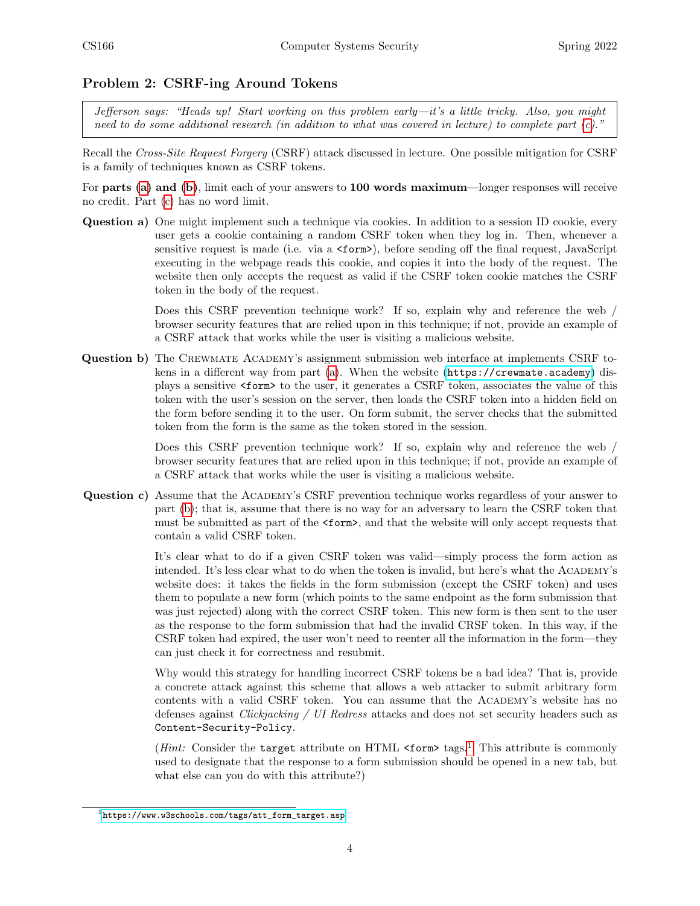## Problem 2: CSRF-ing Around Tokens

> *Jefferson says: "Heads up! Start working on this problem early—it's a little tricky. Also, you might need to do some additional research (in addition to what was covered in lecture) to complete part (c)."*

Recall the *Cross-Site Request Forgery* (CSRF) attack discussed in lecture. One possible mitigation for CSRF is a family of techniques known as CSRF tokens.

For **parts (a) and (b)**, limit each of your answers to **100 words maximum**—longer responses will receive no credit. Part (c) has no word limit.

**Question a)** One might implement such a technique via cookies. In addition to a session ID cookie, every user gets a cookie containing a random CSRF token when they log in. Then, whenever a sensitive request is made (i.e. via a `<form>`), before sending off the final request, JavaScript executing in the webpage reads this cookie, and copies it into the body of the request. The website then only accepts the request as valid if the CSRF token cookie matches the CSRF token in the body of the request.

Does this CSRF prevention technique work? If so, explain why and reference the web / browser security features that are relied upon in this technique; if not, provide an example of a CSRF attack that works while the user is visiting a malicious website.

**Question b)** The Crewmate Academy's assignment submission web interface at implements CSRF tokens in a different way from part (a). When the website (`https://crewmate.academy`) displays a sensitive `<form>` to the user, it generates a CSRF token, associates the value of this token with the user's session on the server, then loads the CSRF token into a hidden field on the form before sending it to the user. On form submit, the server checks that the submitted token from the form is the same as the token stored in the session.

Does this CSRF prevention technique work? If so, explain why and reference the web / browser security features that are relied upon in this technique; if not, provide an example of a CSRF attack that works while the user is visiting a malicious website.

**Question c)** Assume that the Academy's CSRF prevention technique works regardless of your answer to part (b); that is, assume that there is no way for an adversary to learn the CSRF token that must be submitted as part of the `<form>`, and that the website will only accept requests that contain a valid CSRF token.

It's clear what to do if a given CSRF token was valid—simply process the form action as intended. It's less clear what to do when the token is invalid, but here's what the Academy's website does: it takes the fields in the form submission (except the CSRF token) and uses them to populate a new form (which points to the same endpoint as the form submission that was just rejected) along with the correct CSRF token. This new form is then sent to the user as the response to the form submission that had the invalid CRSF token. In this way, if the CSRF token had expired, the user won't need to reenter all the information in the form—they can just check it for correctness and resubmit.

Why would this strategy for handling incorrect CSRF tokens be a bad idea? That is, provide a concrete attack against this scheme that allows a web attacker to submit arbitrary form contents with a valid CSRF token. You can assume that the Academy's website has no defenses against *Clickjacking / UI Redress* attacks and does not set security headers such as `Content-Security-Policy`.

(*Hint:* Consider the `target` attribute on HTML `<form>` tags.[1] This attribute is commonly used to designate that the response to a form submission should be opened in a new tab, but what else can you do with this attribute?)

[1] https://www.w3schools.com/tags/att_form_target.asp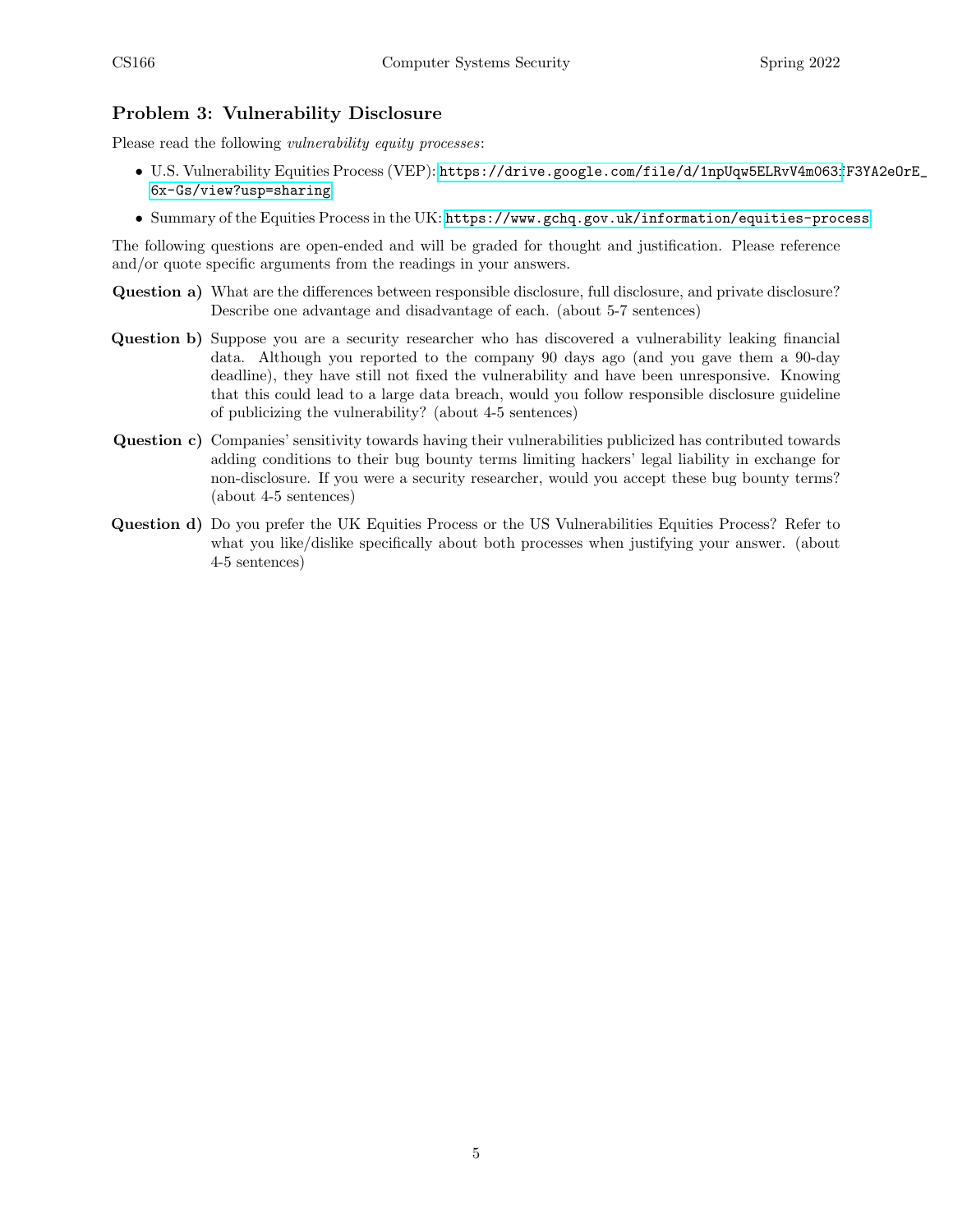## Problem 3: Vulnerability Disclosure

Please read the following *vulnerability equity processes*:

- U.S. Vulnerability Equities Process (VEP): https://drive.google.com/file/d/1npUqw5ELRvV4m063:F3YA2eOrE_6x-Gs/view?usp=sharing
- Summary of the Equities Process in the UK: https://www.gchq.gov.uk/information/equities-process

The following questions are open-ended and will be graded for thought and justification. Please reference and/or quote specific arguments from the readings in your answers.

**Question a)** What are the differences between responsible disclosure, full disclosure, and private disclosure? Describe one advantage and disadvantage of each. (about 5-7 sentences)

**Question b)** Suppose you are a security researcher who has discovered a vulnerability leaking financial data. Although you reported to the company 90 days ago (and you gave them a 90-day deadline), they have still not fixed the vulnerability and have been unresponsive. Knowing that this could lead to a large data breach, would you follow responsible disclosure guideline of publicizing the vulnerability? (about 4-5 sentences)

**Question c)** Companies' sensitivity towards having their vulnerabilities publicized has contributed towards adding conditions to their bug bounty terms limiting hackers' legal liability in exchange for non-disclosure. If you were a security researcher, would you accept these bug bounty terms? (about 4-5 sentences)

**Question d)** Do you prefer the UK Equities Process or the US Vulnerabilities Equities Process? Refer to what you like/dislike specifically about both processes when justifying your answer. (about 4-5 sentences)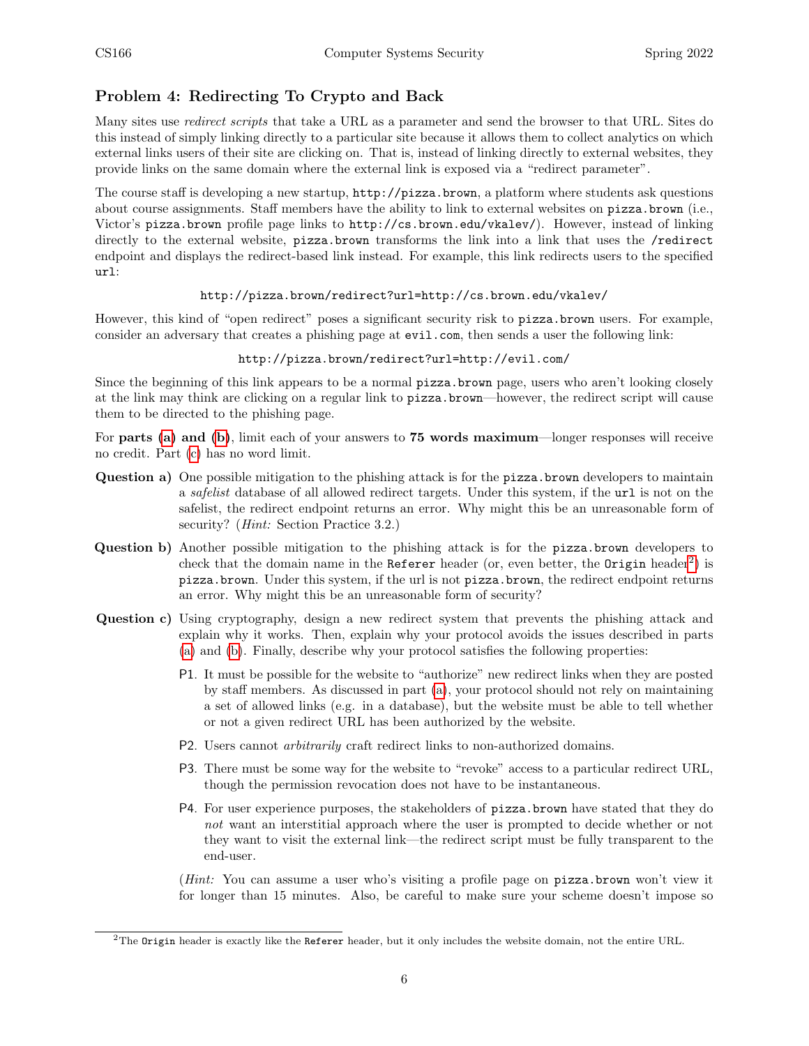## Problem 4: Redirecting To Crypto and Back

Many sites use *redirect scripts* that take a URL as a parameter and send the browser to that URL. Sites do this instead of simply linking directly to a particular site because it allows them to collect analytics on which external links users of their site are clicking on. That is, instead of linking directly to external websites, they provide links on the same domain where the external link is exposed via a "redirect parameter".

The course staff is developing a new startup, `http://pizza.brown`, a platform where students ask questions about course assignments. Staff members have the ability to link to external websites on `pizza.brown` (i.e., Victor's `pizza.brown` profile page links to `http://cs.brown.edu/vkalev/`). However, instead of linking directly to the external website, `pizza.brown` transforms the link into a link that uses the `/redirect` endpoint and displays the redirect-based link instead. For example, this link redirects users to the specified `url`:

`http://pizza.brown/redirect?url=http://cs.brown.edu/vkalev/`

However, this kind of "open redirect" poses a significant security risk to `pizza.brown` users. For example, consider an adversary that creates a phishing page at `evil.com`, then sends a user the following link:

`http://pizza.brown/redirect?url=http://evil.com/`

Since the beginning of this link appears to be a normal `pizza.brown` page, users who aren't looking closely at the link may think are clicking on a regular link to `pizza.brown`—however, the redirect script will cause them to be directed to the phishing page.

For **parts (a) and (b)**, limit each of your answers to **75 words maximum**—longer responses will receive no credit. Part (c) has no word limit.

**Question a)** One possible mitigation to the phishing attack is for the `pizza.brown` developers to maintain a *safelist* database of all allowed redirect targets. Under this system, if the `url` is not on the safelist, the redirect endpoint returns an error. Why might this be an unreasonable form of security? (*Hint:* Section Practice 3.2.)

**Question b)** Another possible mitigation to the phishing attack is for the `pizza.brown` developers to check that the domain name in the `Referer` header (or, even better, the `Origin` header[2]) is `pizza.brown`. Under this system, if the url is not `pizza.brown`, the redirect endpoint returns an error. Why might this be an unreasonable form of security?

**Question c)** Using cryptography, design a new redirect system that prevents the phishing attack and explain why it works. Then, explain why your protocol avoids the issues described in parts (a) and (b). Finally, describe why your protocol satisfies the following properties:

- P1. It must be possible for the website to "authorize" new redirect links when they are posted by staff members. As discussed in part (a), your protocol should not rely on maintaining a set of allowed links (e.g. in a database), but the website must be able to tell whether or not a given redirect URL has been authorized by the website.
- P2. Users cannot *arbitrarily* craft redirect links to non-authorized domains.
- P3. There must be some way for the website to "revoke" access to a particular redirect URL, though the permission revocation does not have to be instantaneous.
- P4. For user experience purposes, the stakeholders of `pizza.brown` have stated that they do *not* want an interstitial approach where the user is prompted to decide whether or not they want to visit the external link—the redirect script must be fully transparent to the end-user.

(*Hint:* You can assume a user who's visiting a profile page on `pizza.brown` won't view it for longer than 15 minutes. Also, be careful to make sure your scheme doesn't impose so

[2] The `Origin` header is exactly like the `Referer` header, but it only includes the website domain, not the entire URL.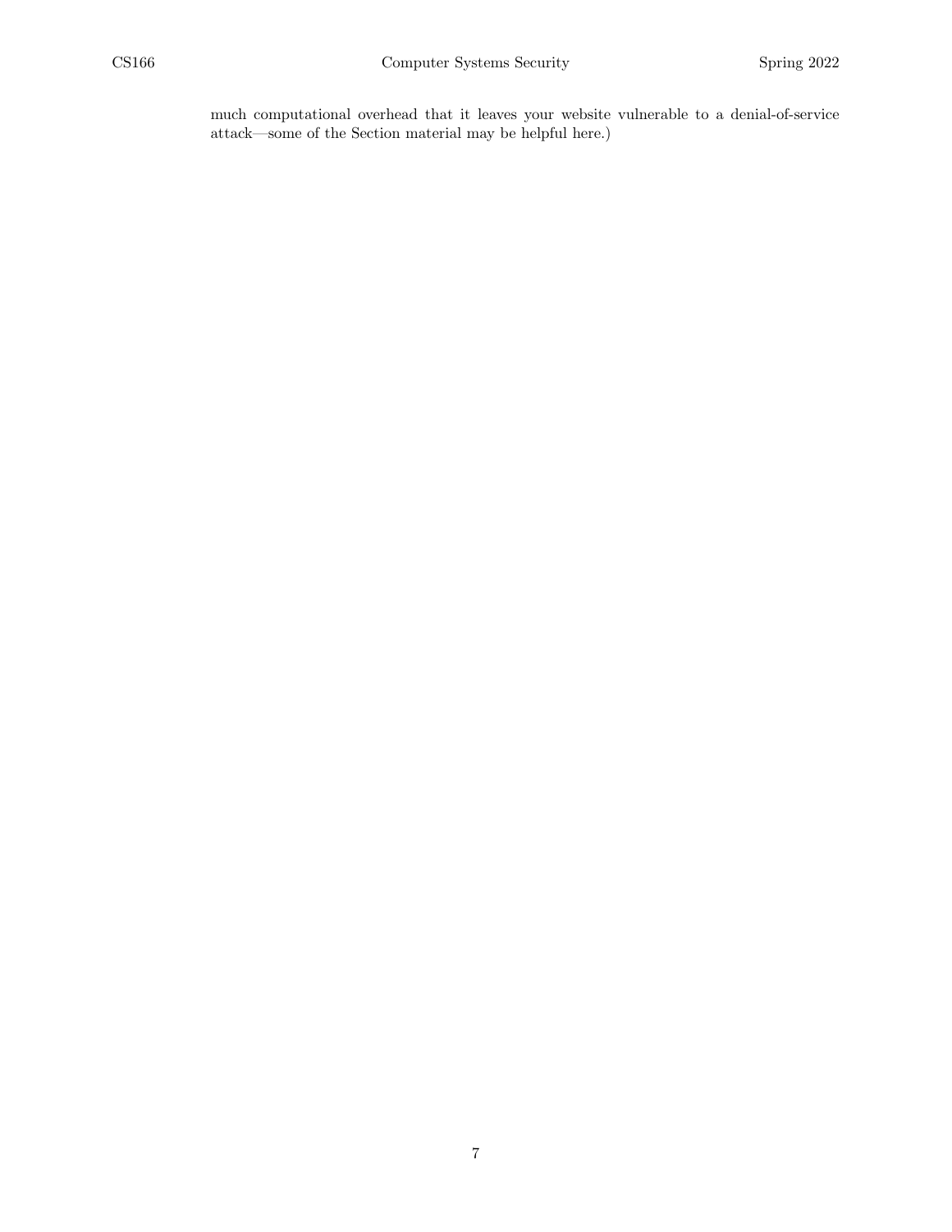much computational overhead that it leaves your website vulnerable to a denial-of-service attack—some of the Section material may be helpful here.)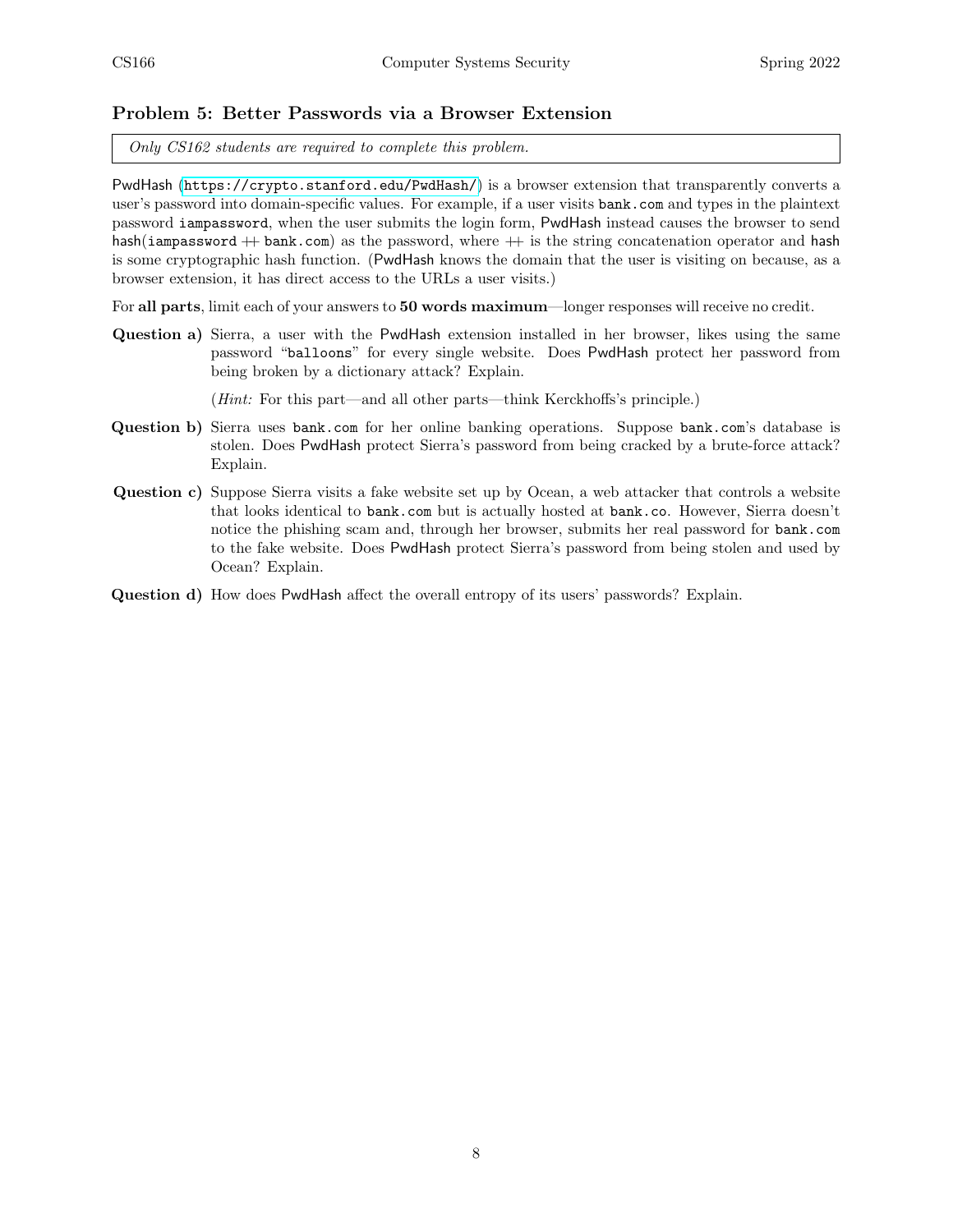## Problem 5: Better Passwords via a Browser Extension

*Only CS162 students are required to complete this problem.*

PwdHash (https://crypto.stanford.edu/PwdHash/) is a browser extension that transparently converts a user's password into domain-specific values. For example, if a user visits `bank.com` and types in the plaintext password `iampassword`, when the user submits the login form, PwdHash instead causes the browser to send hash(`iampassword` ++ `bank.com`) as the password, where ++ is the string concatenation operator and hash is some cryptographic hash function. (PwdHash knows the domain that the user is visiting on because, as a browser extension, it has direct access to the URLs a user visits.)

For **all parts**, limit each of your answers to **50 words maximum**—longer responses will receive no credit.

**Question a)** Sierra, a user with the PwdHash extension installed in her browser, likes using the same password "`balloons`" for every single website. Does PwdHash protect her password from being broken by a dictionary attack? Explain.

(*Hint:* For this part—and all other parts—think Kerckhoffs's principle.)

**Question b)** Sierra uses `bank.com` for her online banking operations. Suppose `bank.com`'s database is stolen. Does PwdHash protect Sierra's password from being cracked by a brute-force attack? Explain.

**Question c)** Suppose Sierra visits a fake website set up by Ocean, a web attacker that controls a website that looks identical to `bank.com` but is actually hosted at `bank.co`. However, Sierra doesn't notice the phishing scam and, through her browser, submits her real password for `bank.com` to the fake website. Does PwdHash protect Sierra's password from being stolen and used by Ocean? Explain.

**Question d)** How does PwdHash affect the overall entropy of its users' passwords? Explain.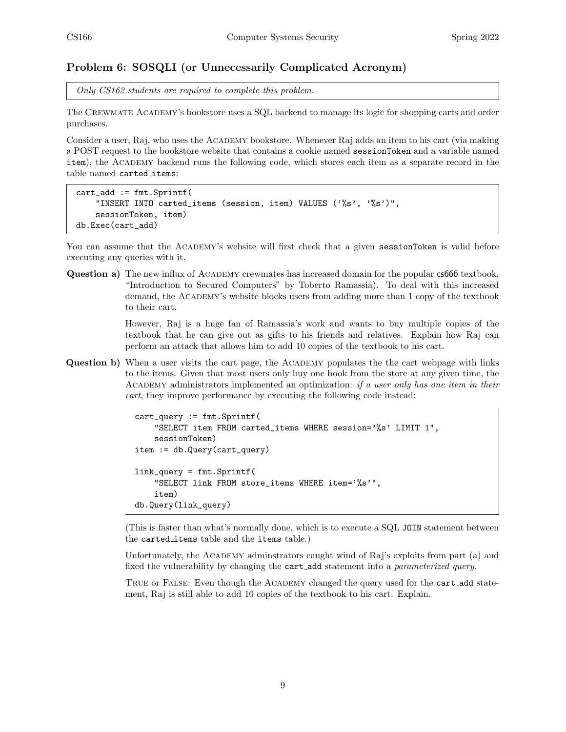## Problem 6: SOSQLI (or Unnecessarily Complicated Acronym)

*Only CS162 students are required to complete this problem.*

The CREWMATE ACADEMY's bookstore uses a SQL backend to manage its logic for shopping carts and order purchases.

Consider a user, Raj, who uses the ACADEMY bookstore. Whenever Raj adds an item to his cart (via making a POST request to the bookstore website that contains a cookie named `sessionToken` and a variable named `item`), the ACADEMY backend runs the following code, which stores each item as a separate record in the table named `carted_items`:

```
cart_add := fmt.Sprintf(
    "INSERT INTO carted_items (session, item) VALUES ('%s', '%s')",
    sessionToken, item)
db.Exec(cart_add)
```

You can assume that the ACADEMY's website will first check that a given `sessionToken` is valid before executing any queries with it.

**Question a)** The new influx of ACADEMY crewmates has increased domain for the popular cs666 textbook, "Introduction to Secured Computers" by Toberto Ramassia). To deal with this increased demand, the ACADEMY's website blocks users from adding more than 1 copy of the textbook to their cart.

However, Raj is a huge fan of Ramassia's work and wants to buy multiple copies of the textbook that he can give out as gifts to his friends and relatives. Explain how Raj can perform an attack that allows him to add 10 copies of the textbook to his cart.

**Question b)** When a user visits the cart page, the ACADEMY populates the the cart webpage with links to the items. Given that most users only buy one book from the store at any given time, the ACADEMY administrators implemented an optimization: *if a user only has one item in their cart*, they improve performance by executing the following code instead:

```
cart_query := fmt.Sprintf(
    "SELECT item FROM carted_items WHERE session='%s' LIMIT 1",
    sessionToken)
item := db.Query(cart_query)

link_query = fmt.Sprintf(
    "SELECT link FROM store_items WHERE item='%s'",
    item)
db.Query(link_query)
```

(This is faster than what's normally done, which is to execute a SQL `JOIN` statement between the `carted_items` table and the `items` table.)

Unfortunately, the ACADEMY adminstrators caught wind of Raj's exploits from part (a) and fixed the vulnerability by changing the `cart_add` statement into a *parameterized query*.

TRUE or FALSE: Even though the ACADEMY changed the query used for the `cart_add` statement, Raj is still able to add 10 copies of the textbook to his cart. Explain.